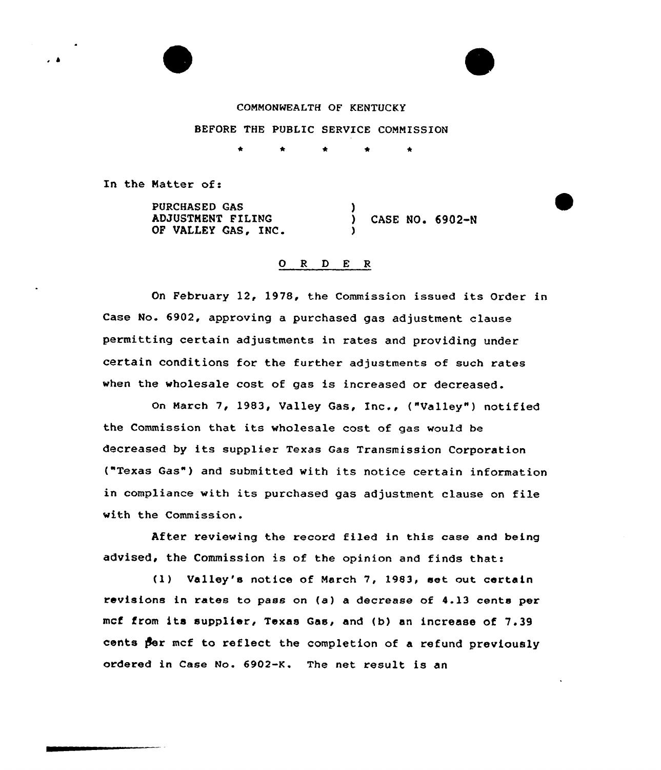COMMONWEALTH OF KENTUCKY

BEFORE THE PUBLIC SERVICE COMMISSION

\* \* \* \* \*

In the Matter of:

PURCHASED GAS ADJUSTMENT FILING OF VALLEY GAS, INC. ) CASE NO. 6902-N

## O R D E R

On February 12, 1978, the Commission issued its Order in Case No. 6902, approving a purchased gas adjustment clause permitting certain adjustments in rates and providing under certain conditions for the further adjustments of such rates when the wholesale cost of gas is increased or decreased.

On March 7, 1983, Valley Gas, Inc., ("Valley") notified the Commission that its wholesale cost of gas would be decreased by its supplier Texas Gas Transmission Corporation ("Texas Gas") and submitted with its notice certain information in compliance with its purchased gas adjustment clause on file with the Commission.

After reviewing the record filed in this case and being advised, the Commission is of the opinion and finds that:

(1) Valley's notice of March 7, 1983, set out certain revisions in rates to pass on (a) a decrease of 4.13 cents per mcf from its supplier, Texas Gas, and (b) an increase of 7.39 cents per mcf to reflect the completion of a refund previously ordered in Case No. 6902-K. The net result is an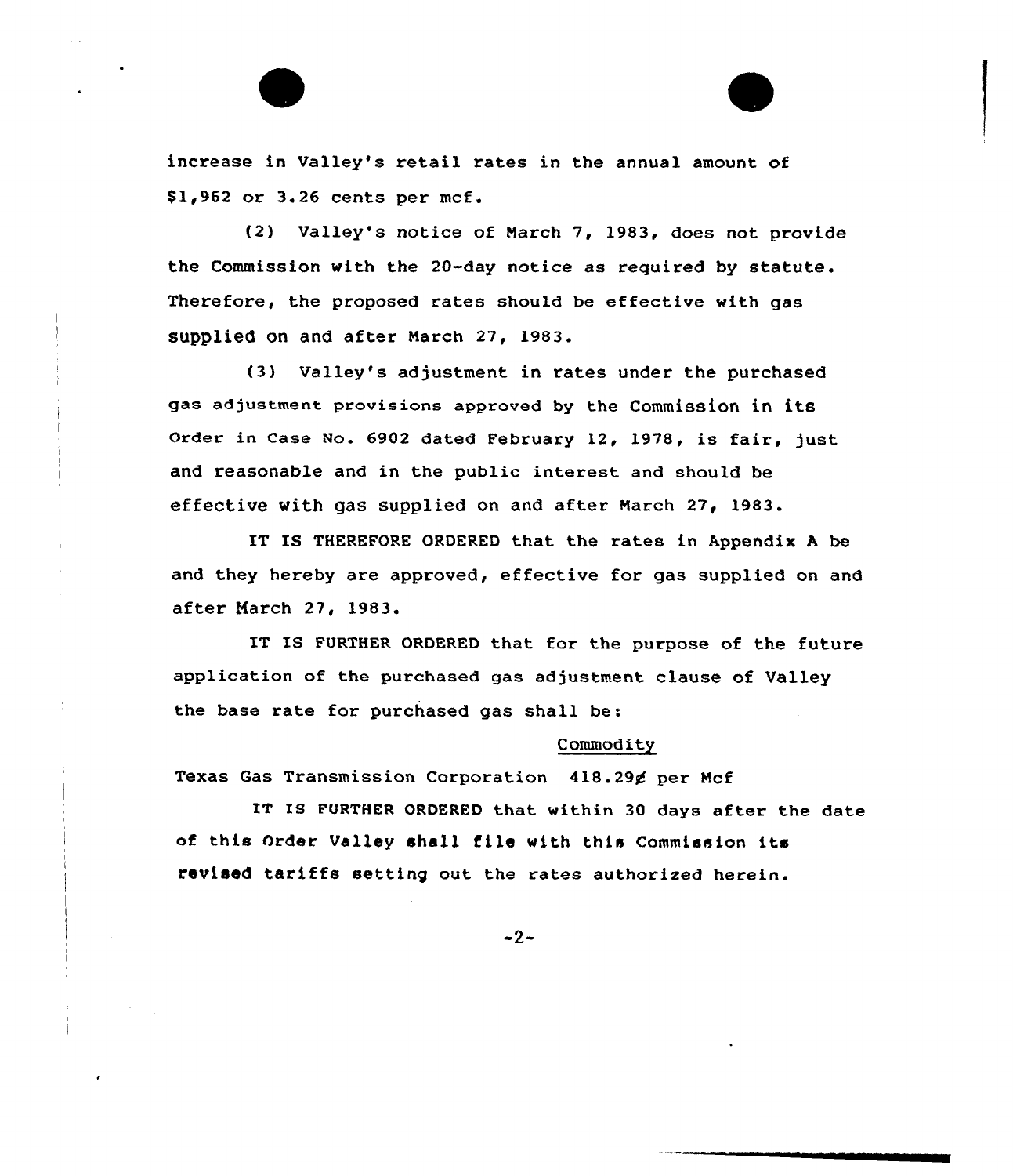increase in Valley's retail rates in the annual amount of $1,962 or 3.26 cents per mcf.

(2) Valley's notice of March 7, 1983, does not provide the Commission with the 20-day notice as required by statute. Therefore, the proposed rates should be effective with gas supplied on and after March 27, 1983.

(3) Valley's adjustment in rates under the purchased gas adjustment provisions approved by the Commission in its Order in Case No. 6902 dated February 12, 1978, is fair, just and reasonable and in the public interest and should be effective with gas supplied on and after March 27, 1983.

IT IS THEREFORE ORDERED that the rates in Appendix A be and they hereby are approved, effective for gas supplied on and after March 27, 1983.

IT IS FURTHER ORDERED that for the purpose of the future application of the purchased gas adjustment clause of Valley the base rate for purchased gas shall be:

| | Commodity |
|---|---|
| Texas Gas Transmission Corporation | 418.29¢ per Mcf |

IT IS FURTHER ORDERED that within 30 days after the date of this Order Valley shall file with this Commission its revised tariffs setting out the rates authorized herein.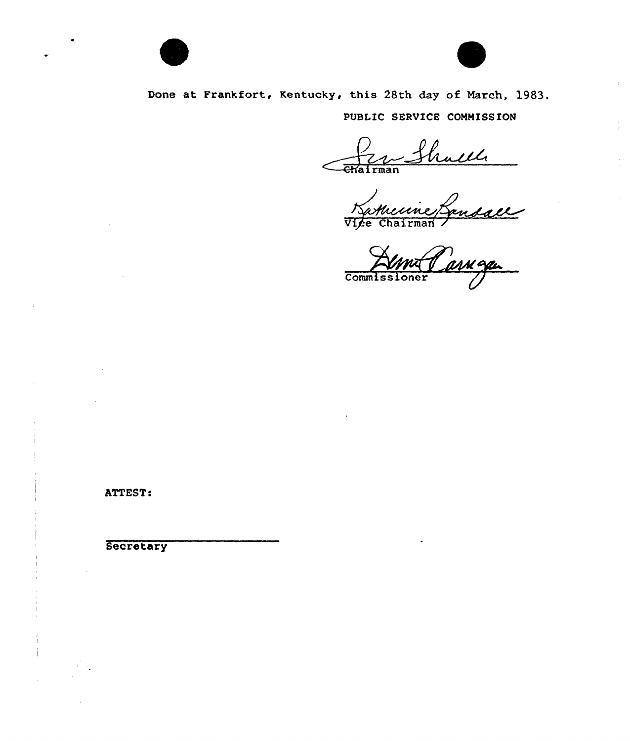Done at Frankfort, Kentucky, this 28th day of March, 1983.

PUBLIC SERVICE COMMISSION

Chairman

Vice Chairman

Commissioner

ATTEST:

Secretary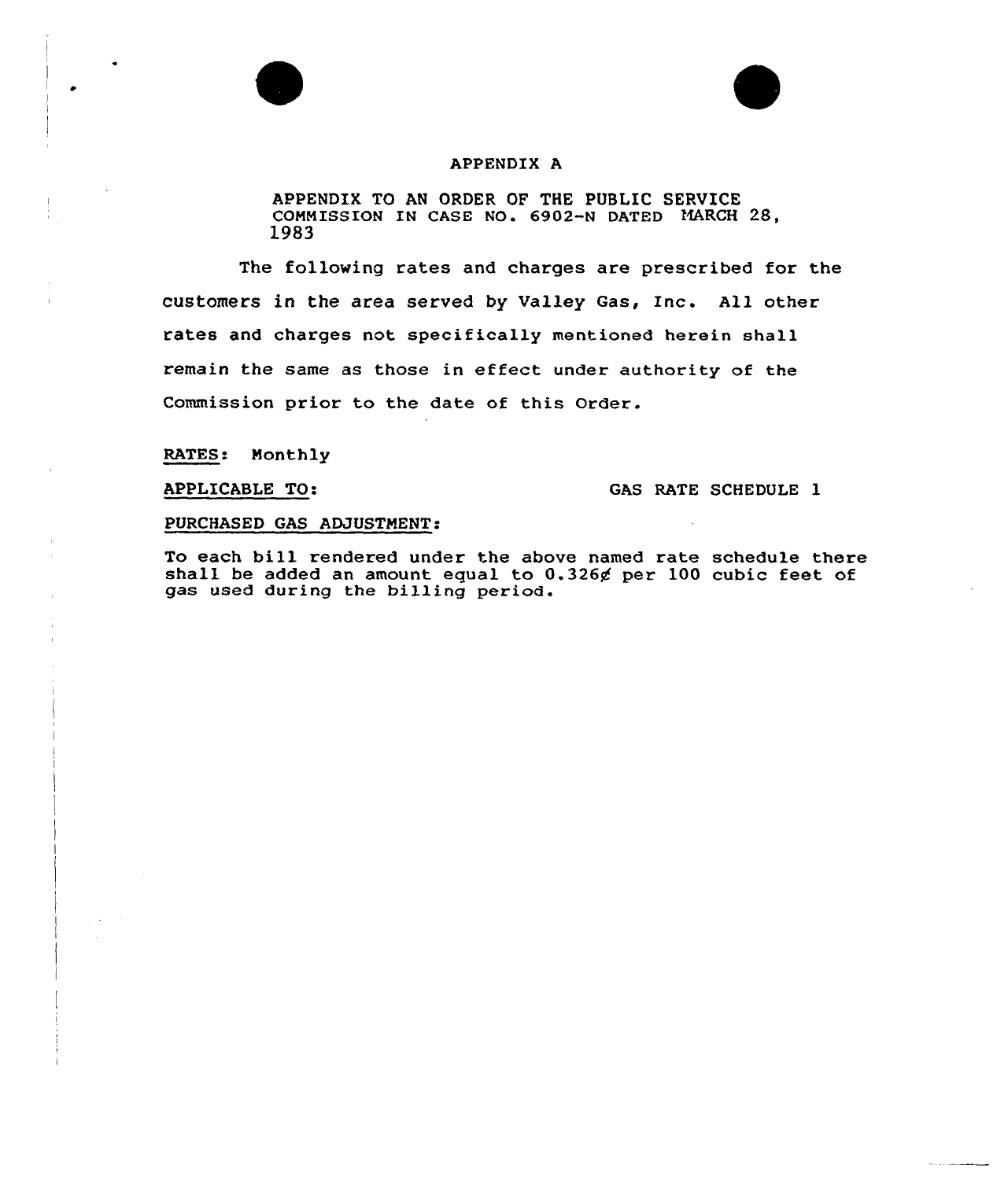# APPENDIX A

APPENDIX TO AN ORDER OF THE PUBLIC SERVICE COMMISSION IN CASE NO. 6902-N DATED MARCH 28, 1983

The following rates and charges are prescribed for the customers in the area served by Valley Gas, Inc. All other rates and charges not specifically mentioned herein shall remain the same as those in effect under authority of the Commission prior to the date of this Order.

RATES: Monthly

APPLICABLE TO: GAS RATE SCHEDULE 1

PURCHASED GAS ADJUSTMENT:

To each bill rendered under the above named rate schedule there shall be added an amount equal to 0.326¢ per 100 cubic feet of gas used during the billing period.